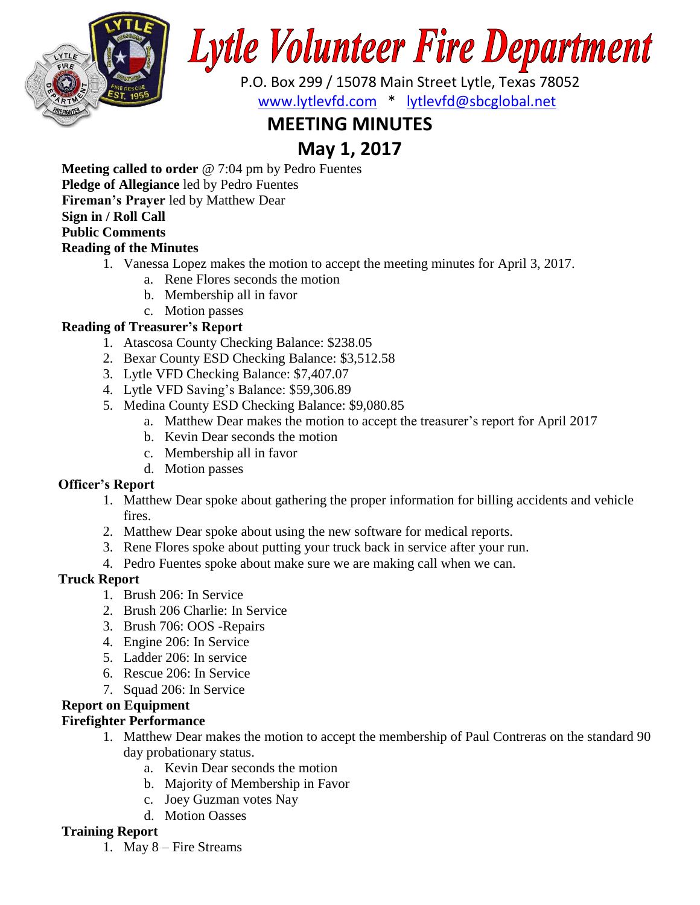# Lytle Volunteer Fire Department

P.O. Box 299 / 15078 Main Street Lytle, Texas 78052

www.lytlevfd.com * lytlevfd@sbcglobal.net

## MEETING MINUTES

## May 1, 2017

**Meeting called to order** @ 7:04 pm by Pedro Fuentes

**Pledge of Allegiance** led by Pedro Fuentes

**Fireman's Prayer** led by Matthew Dear

**Sign in / Roll Call**

**Public Comments**

**Reading of the Minutes**

1. Vanessa Lopez makes the motion to accept the meeting minutes for April 3, 2017.
    a. Rene Flores seconds the motion
    b. Membership all in favor
    c. Motion passes

**Reading of Treasurer's Report**

1. Atascosa County Checking Balance: $238.05
2. Bexar County ESD Checking Balance: $3,512.58
3. Lytle VFD Checking Balance: $7,407.07
4. Lytle VFD Saving's Balance: $59,306.89
5. Medina County ESD Checking Balance: $9,080.85
    a. Matthew Dear makes the motion to accept the treasurer's report for April 2017
    b. Kevin Dear seconds the motion
    c. Membership all in favor
    d. Motion passes

**Officer's Report**

1. Matthew Dear spoke about gathering the proper information for billing accidents and vehicle fires.
2. Matthew Dear spoke about using the new software for medical reports.
3. Rene Flores spoke about putting your truck back in service after your run.
4. Pedro Fuentes spoke about make sure we are making call when we can.

**Truck Report**

1. Brush 206: In Service
2. Brush 206 Charlie: In Service
3. Brush 706: OOS -Repairs
4. Engine 206: In Service
5. Ladder 206: In service
6. Rescue 206: In Service
7. Squad 206: In Service

**Report on Equipment**

**Firefighter Performance**

1. Matthew Dear makes the motion to accept the membership of Paul Contreras on the standard 90 day probationary status.
    a. Kevin Dear seconds the motion
    b. Majority of Membership in Favor
    c. Joey Guzman votes Nay
    d. Motion Oasses

**Training Report**

1. May 8 – Fire Streams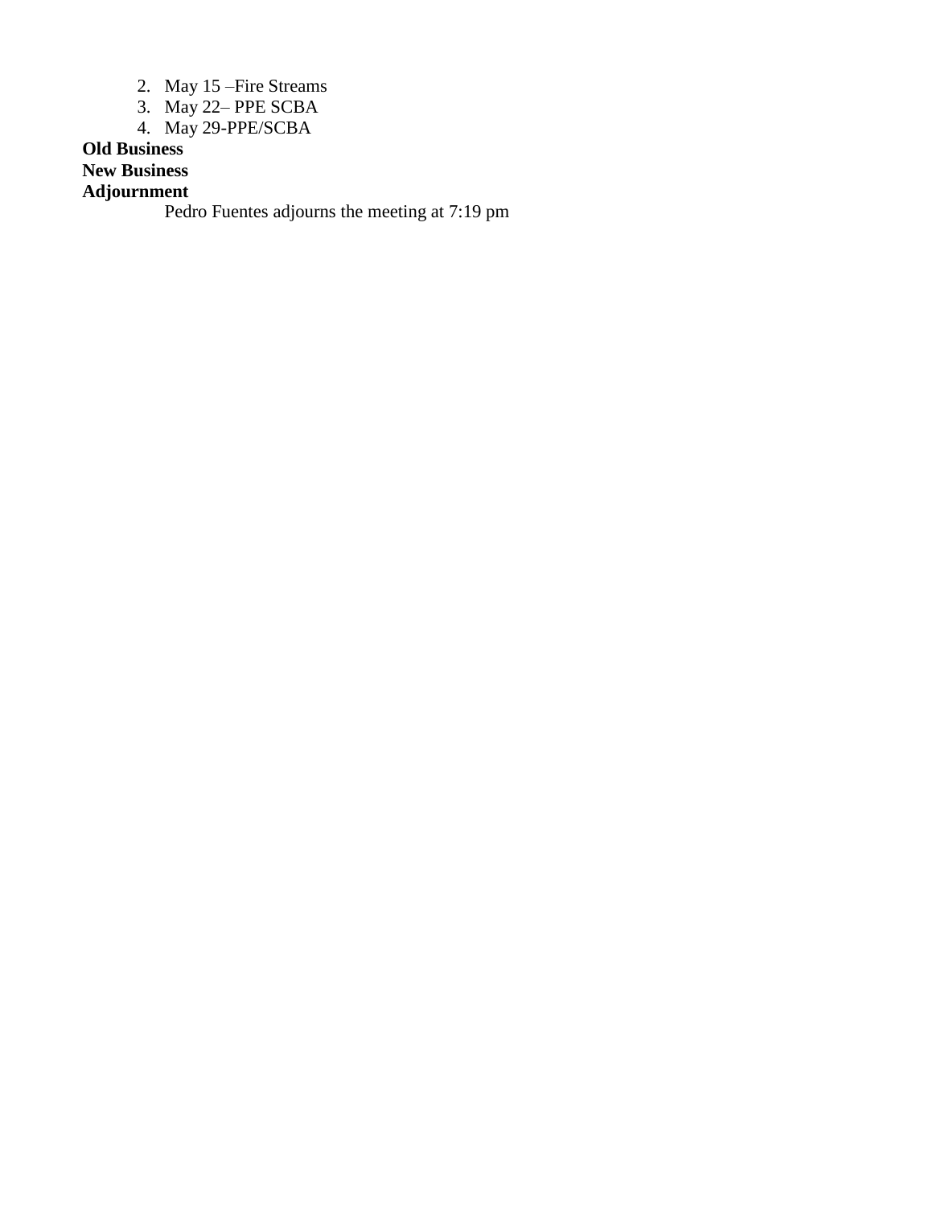2. May 15 –Fire Streams
3. May 22– PPE SCBA
4. May 29-PPE/SCBA

**Old Business**

**New Business**

**Adjournment**

Pedro Fuentes adjourns the meeting at 7:19 pm